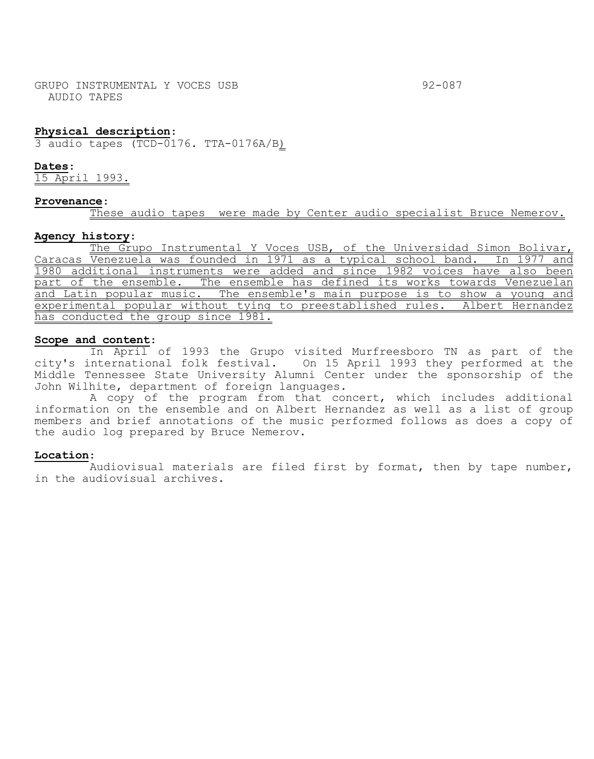GRUPO INSTRUMENTAL Y VOCES USB 92-087
AUDIO TAPES

**Physical description**:
3 audio tapes (TCD-0176. TTA-0176A/B)

**Dates**:
15 April 1993.

**Provenance**:
These audio tapes were made by Center audio specialist Bruce Nemerov.

**Agency history**:
The Grupo Instrumental Y Voces USB, of the Universidad Simon Bolivar, Caracas Venezuela was founded in 1971 as a typical school band. In 1977 and 1980 additional instruments were added and since 1982 voices have also been part of the ensemble. The ensemble has defined its works towards Venezuelan and Latin popular music. The ensemble's main purpose is to show a young and experimental popular without tying to preestablished rules. Albert Hernandez has conducted the group since 1981.

**Scope and content**:
In April of 1993 the Grupo visited Murfreesboro TN as part of the city's international folk festival. On 15 April 1993 they performed at the Middle Tennessee State University Alumni Center under the sponsorship of the John Wilhite, department of foreign languages.

A copy of the program from that concert, which includes additional information on the ensemble and on Albert Hernandez as well as a list of group members and brief annotations of the music performed follows as does a copy of the audio log prepared by Bruce Nemerov.

**Location**:
Audiovisual materials are filed first by format, then by tape number, in the audiovisual archives.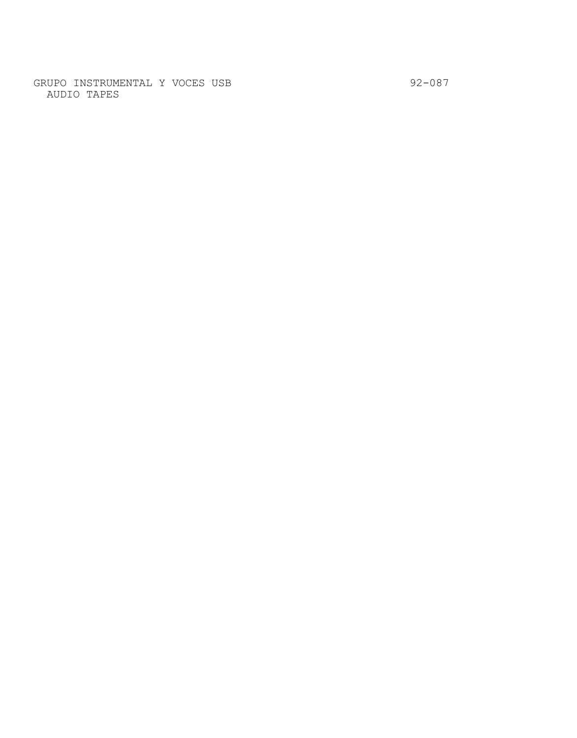GRUPO INSTRUMENTAL Y VOCES USB 92-087

AUDIO TAPES